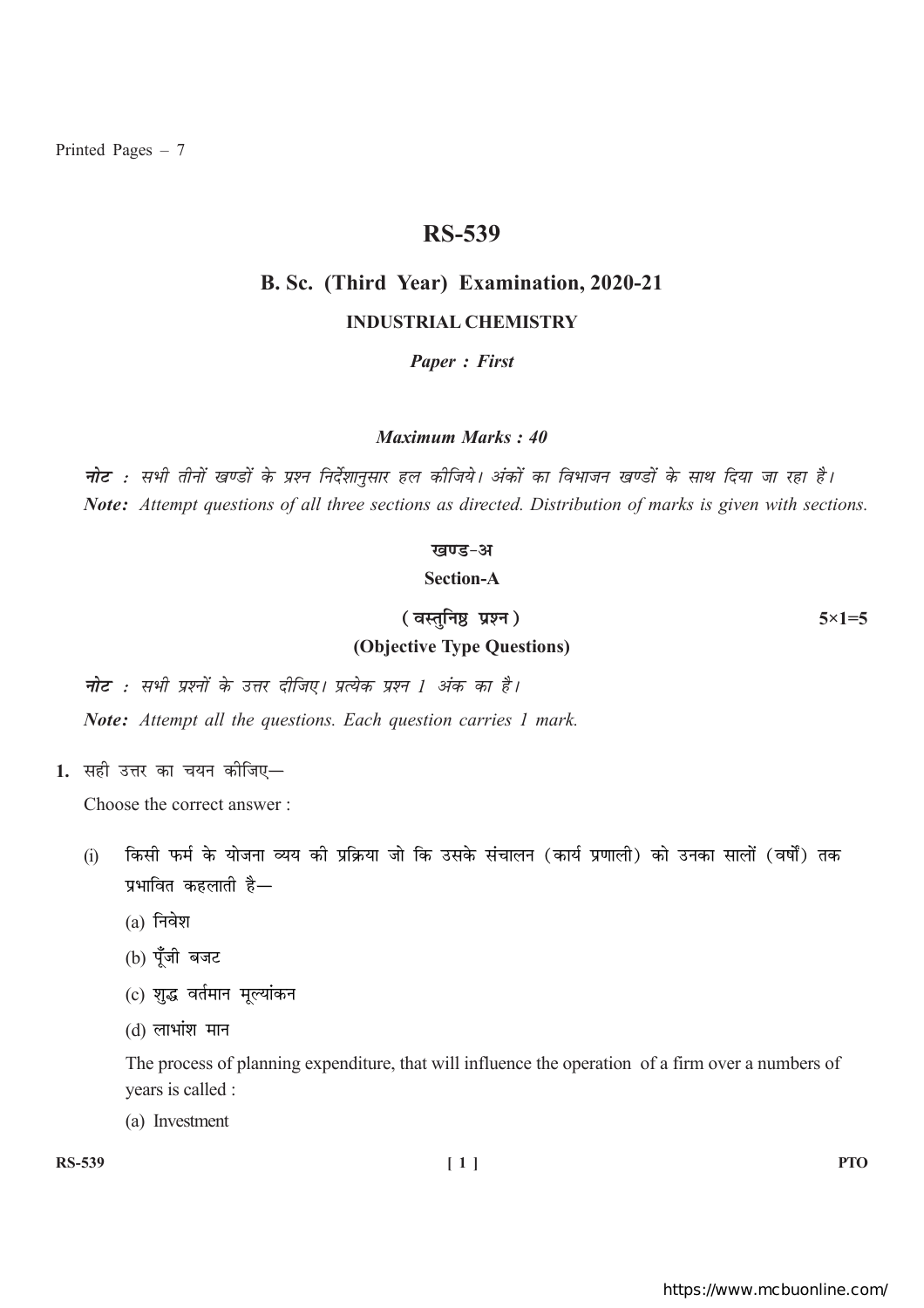Printed Pages – 7

# RS-539

## B. Sc. (Third Year) Examination, 2020-21

### INDUSTRIAL CHEMISTRY

***Paper : First***

***Maximum Marks : 40***

***नोट :*** *सभी तीनों खण्डों के प्रश्न निर्देशानुसार हल कीजिये। अंकों का विभाजन खण्डों के साथ दिया जा रहा है।*

***Note:*** *Attempt questions of all three sections as directed. Distribution of marks is given with sections.*

### खण्ड-अ

### Section-A

**(वस्तुनिष्ठ प्रश्न)** **5×1=5**

**(Objective Type Questions)**

***नोट :*** *सभी प्रश्नों के उत्तर दीजिए। प्रत्येक प्रश्न 1 अंक का है।*

***Note:*** *Attempt all the questions. Each question carries 1 mark.*

**1.** सही उत्तर का चयन कीजिए—

Choose the correct answer :

(i) किसी फर्म के योजना व्यय की प्रक्रिया जो कि उसके संचालन (कार्य प्रणाली) को उनका सालों (वर्षों) तक प्रभावित कहलाती है—

(a) निवेश

(b) पूँजी बजट

(c) शुद्ध वर्तमान मूल्यांकन

(d) लाभांश मान

The process of planning expenditure, that will influence the operation of a firm over a numbers of years is called :

(a) Investment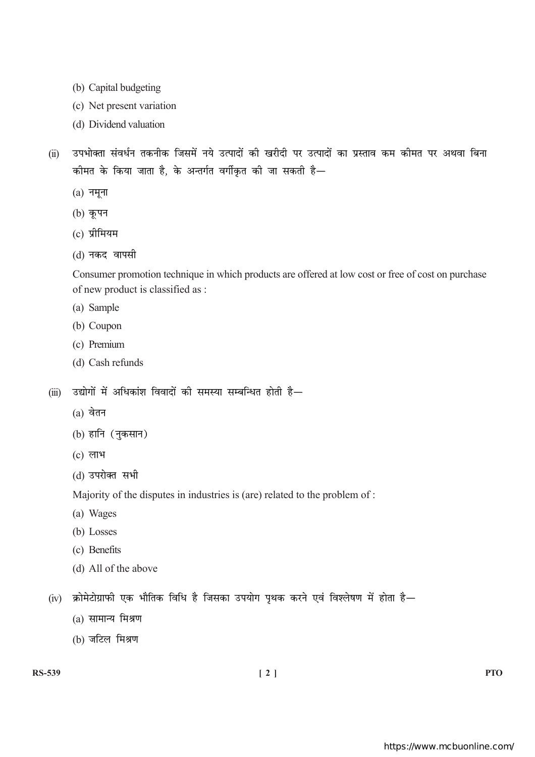(b) Capital budgeting

(c) Net present variation

(d) Dividend valuation

(ii) उपभोक्ता संवर्धन तकनीक जिसमें नये उत्पादों की खरीदी पर उत्पादों का प्रस्ताव कम कीमत पर अथवा बिना कीमत के किया जाता है, के अन्तर्गत वर्गीकृत की जा सकती है—

(a) नमूना

(b) कूपन

(c) प्रीमियम

(d) नकद वापसी

Consumer promotion technique in which products are offered at low cost or free of cost on purchase of new product is classified as :

(a) Sample

(b) Coupon

(c) Premium

(d) Cash refunds

(iii) उद्योगों में अधिकांश विवादों की समस्या सम्बन्धित होती है—

(a) वेतन

(b) हानि (नुकसान)

(c) लाभ

(d) उपरोक्त सभी

Majority of the disputes in industries is (are) related to the problem of :

(a) Wages

(b) Losses

(c) Benefits

(d) All of the above

(iv) क्रोमेटोग्राफी एक भौतिक विधि है जिसका उपयोग पृथक करने एवं विश्लेषण में होता है—

(a) सामान्य मिश्रण

(b) जटिल मिश्रण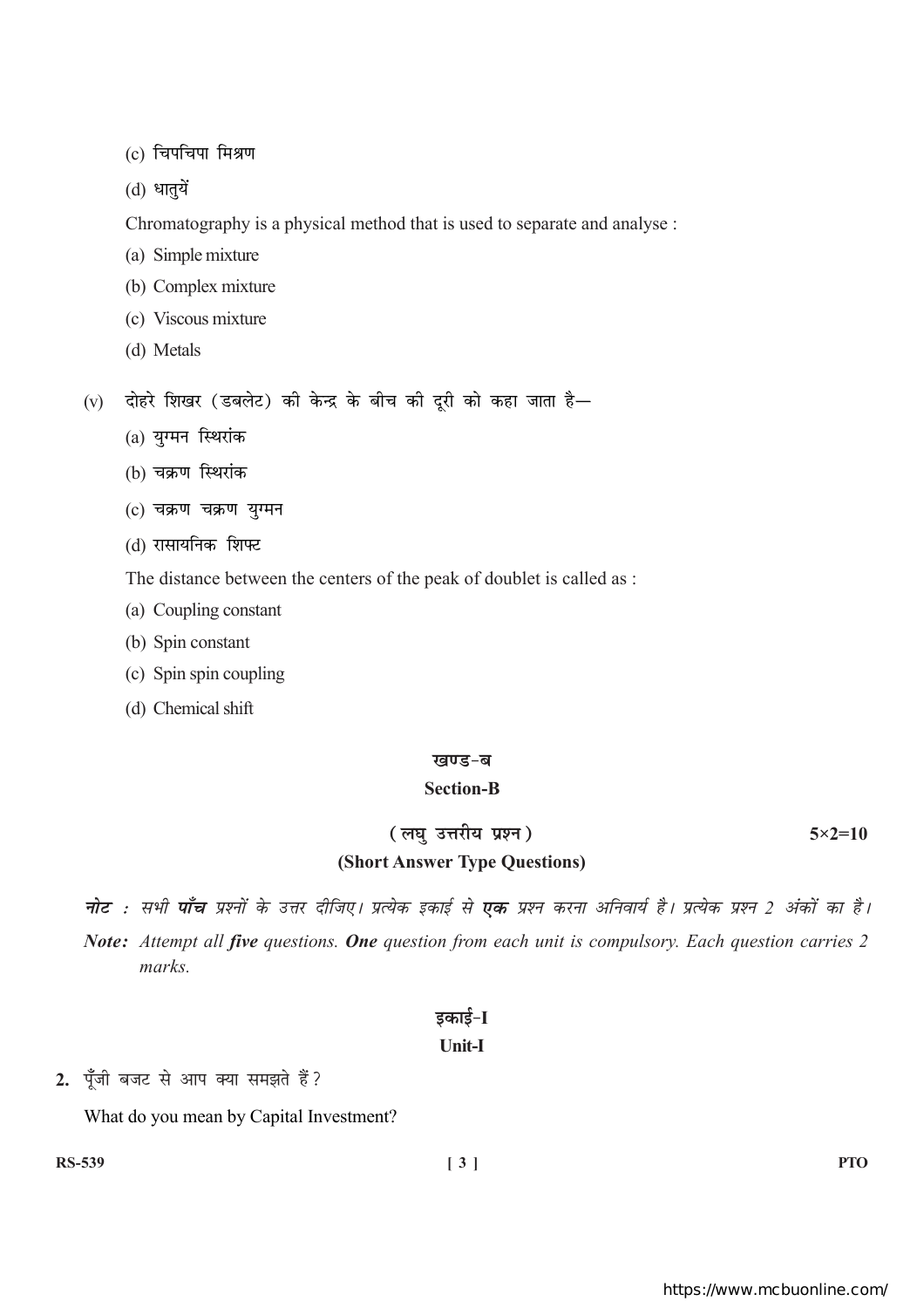(c) चिपचिपा मिश्रण

(d) धातुयें

Chromatography is a physical method that is used to separate and analyse :

(a) Simple mixture

(b) Complex mixture

(c) Viscous mixture

(d) Metals

(v) दोहरे शिखर (डबलेट) की केन्द्र के बीच की दूरी को कहा जाता है—

(a) युग्मन स्थिरांक

(b) चक्रण स्थिरांक

(c) चक्रण चक्रण युग्मन

(d) रासायनिक शिफ्ट

The distance between the centers of the peak of doublet is called as :

(a) Coupling constant

(b) Spin constant

(c) Spin spin coupling

(d) Chemical shift

## खण्ड-ब

## Section-B

### (लघु उत्तरीय प्रश्न) 5×2=10

### (Short Answer Type Questions)

***नोट :*** *सभी **पाँच** प्रश्नों के उत्तर दीजिए। प्रत्येक इकाई से **एक** प्रश्न करना अनिवार्य है। प्रत्येक प्रश्न 2 अंकों का है।*

***Note:*** *Attempt all **five** questions. **One** question from each unit is compulsory. Each question carries 2 marks.*

### इकाई-I

### Unit-I

**2.** पूँजी बजट से आप क्या समझते हैं?

What do you mean by Capital Investment?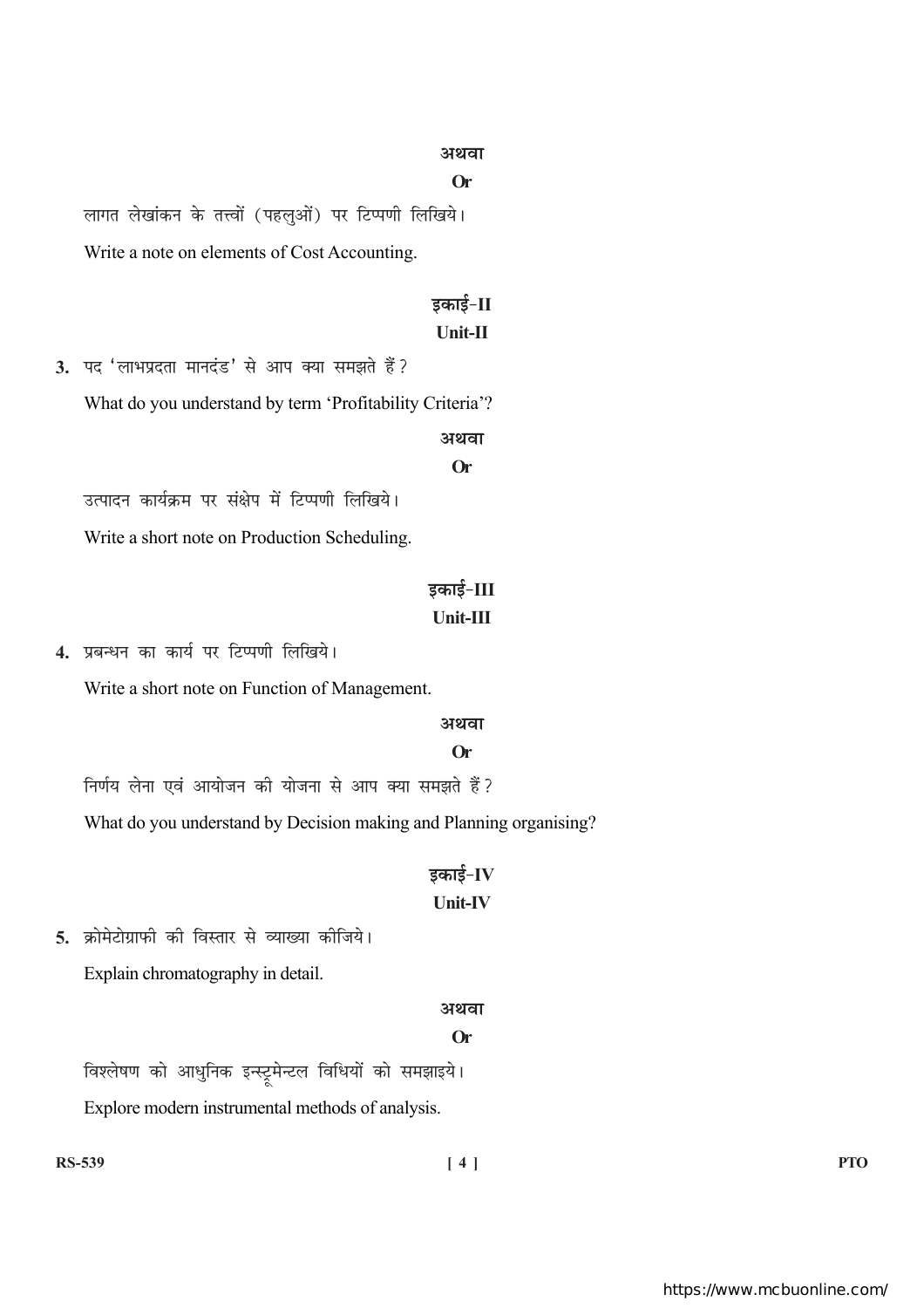अथवा

**Or**

लागत लेखांकन के तत्त्वों (पहलुओं) पर टिप्पणी लिखिये।

Write a note on elements of Cost Accounting.

## इकाई–II

## Unit-II

**3.** पद 'लाभप्रदता मानदंड' से आप क्या समझते हैं?

What do you understand by term 'Profitability Criteria'?

अथवा

**Or**

उत्पादन कार्यक्रम पर संक्षेप में टिप्पणी लिखिये।

Write a short note on Production Scheduling.

## इकाई–III

## Unit-III

**4.** प्रबन्धन का कार्य पर टिप्पणी लिखिये।

Write a short note on Function of Management.

अथवा

**Or**

निर्णय लेना एवं आयोजन की योजना से आप क्या समझते हैं?

What do you understand by Decision making and Planning organising?

## इकाई–IV

## Unit-IV

**5.** क्रोमेटोग्राफी की विस्तार से व्याख्या कीजिये।

Explain chromatography in detail.

अथवा

**Or**

विश्लेषण को आधुनिक इन्स्ट्रूमेन्टल विधियों को समझाइये।

Explore modern instrumental methods of analysis.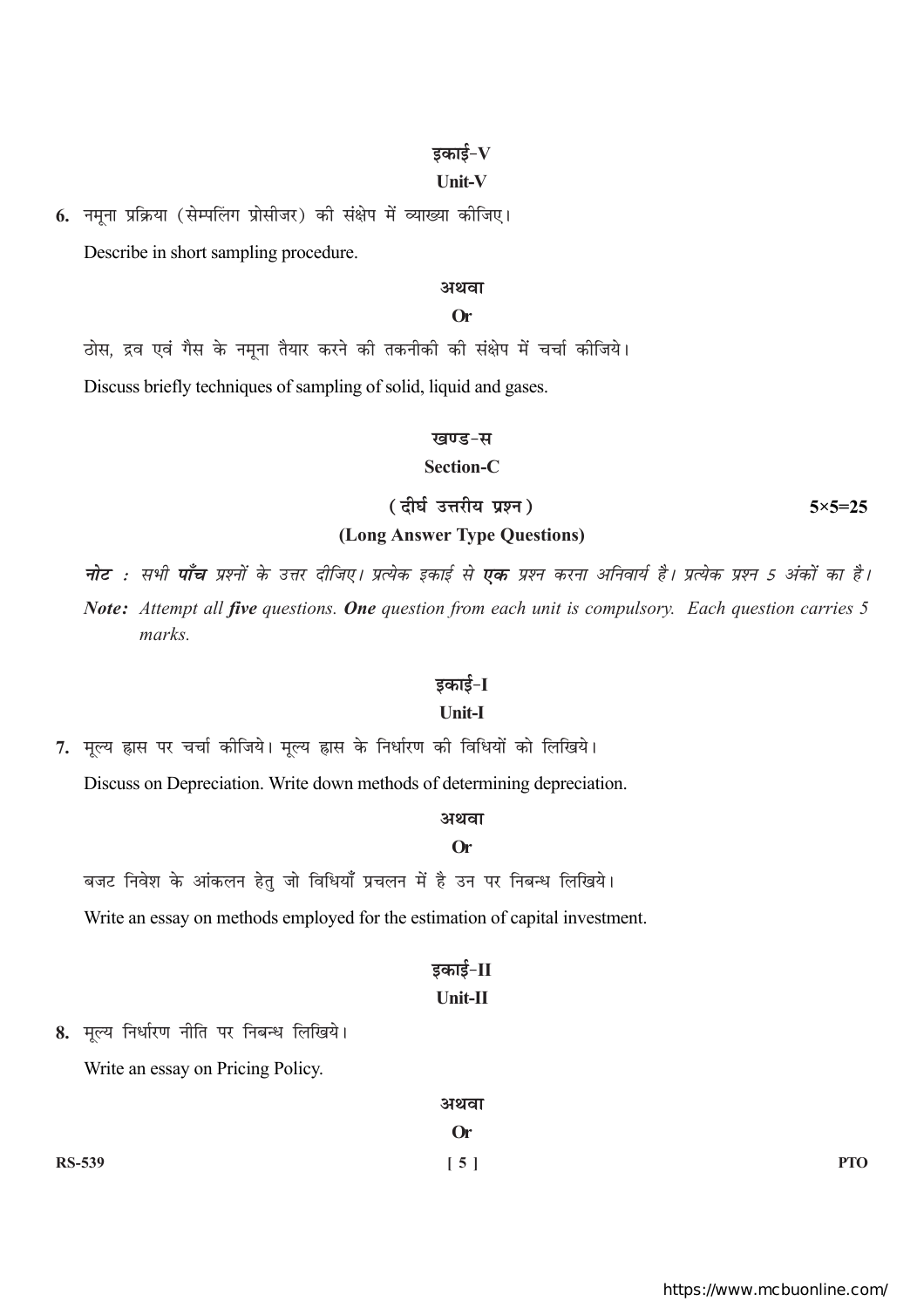### इकाई-V

### Unit-V

**6.** नमूना प्रक्रिया (सेम्पलिंग प्रोसीजर) की संक्षेप में व्याख्या कीजिए।

Describe in short sampling procedure.

**अथवा**

**Or**

ठोस, द्रव एवं गैस के नमूना तैयार करने की तकनीकी की संक्षेप में चर्चा कीजिये।

Discuss briefly techniques of sampling of solid, liquid and gases.

## खण्ड-स

## Section-C

**(दीर्घ उत्तरीय प्रश्न)** **5×5=25**

**(Long Answer Type Questions)**

***नोट :*** *सभी* ***पाँच*** *प्रश्नों के उत्तर दीजिए। प्रत्येक इकाई से* ***एक*** *प्रश्न करना अनिवार्य है। प्रत्येक प्रश्न 5 अंकों का है।*

***Note:*** *Attempt all* ***five*** *questions.* ***One*** *question from each unit is compulsory. Each question carries 5 marks.*

### इकाई-I

### Unit-I

**7.** मूल्य ह्रास पर चर्चा कीजिये। मूल्य ह्रास के निर्धारण की विधियों को लिखिये।

Discuss on Depreciation. Write down methods of determining depreciation.

**अथवा**

**Or**

बजट निवेश के आंकलन हेतु जो विधियाँ प्रचलन में है उन पर निबन्ध लिखिये।

Write an essay on methods employed for the estimation of capital investment.

### इकाई-II

### Unit-II

**8.** मूल्य निर्धारण नीति पर निबन्ध लिखिये।

Write an essay on Pricing Policy.

**अथवा**

**Or**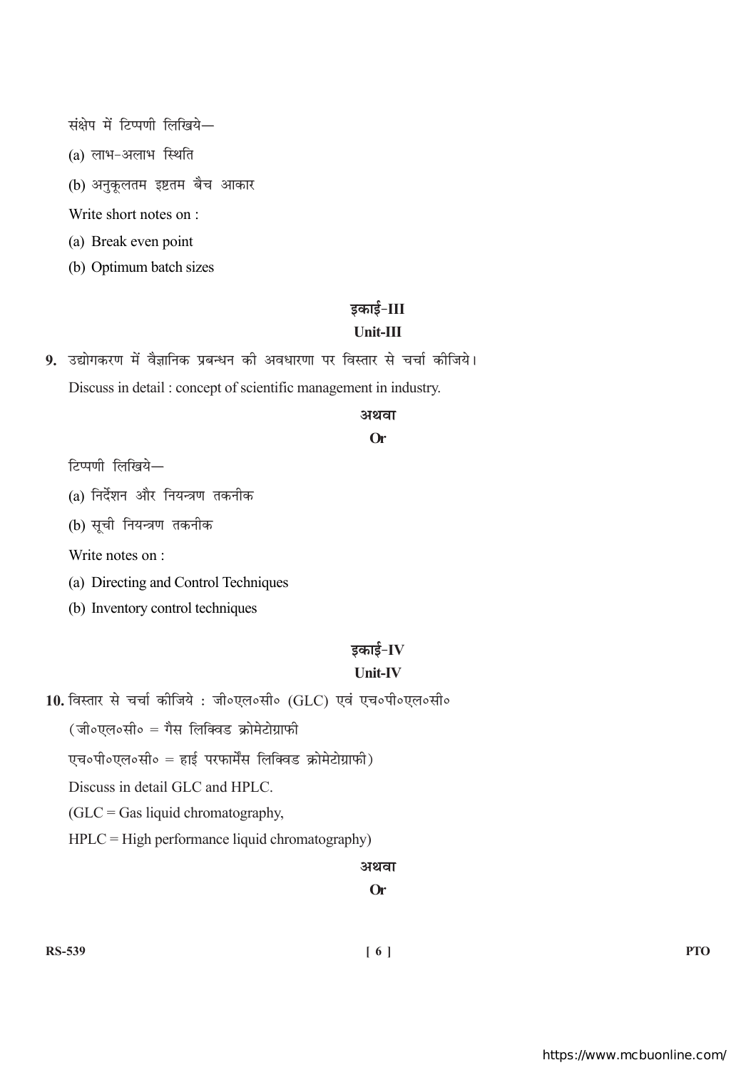संक्षेप में टिप्पणी लिखिये—

(a) लाभ-अलाभ स्थिति

(b) अनुकूलतम इष्टतम बैच आकार

Write short notes on :

(a) Break even point

(b) Optimum batch sizes

## इकाई-III

## Unit-III

**9.** उद्योगकरण में वैज्ञानिक प्रबन्धन की अवधारणा पर विस्तार से चर्चा कीजिये।

Discuss in detail : concept of scientific management in industry.

**अथवा**

**Or**

टिप्पणी लिखिये—

(a) निर्देशन और नियन्त्रण तकनीक

(b) सूची नियन्त्रण तकनीक

Write notes on :

(a) Directing and Control Techniques

(b) Inventory control techniques

## इकाई-IV

## Unit-IV

**10.** विस्तार से चर्चा कीजिये : जी॰एल॰सी॰ (GLC) एवं एच॰पी॰एल॰सी॰

(जी॰एल॰सी॰ = गैस लिक्विड क्रोमेटोग्राफी

एच॰पी॰एल॰सी॰ = हाई परफार्मेंस लिक्विड क्रोमेटोग्राफी)

Discuss in detail GLC and HPLC.

(GLC = Gas liquid chromatography,

HPLC = High performance liquid chromatography)

**अथवा**

**Or**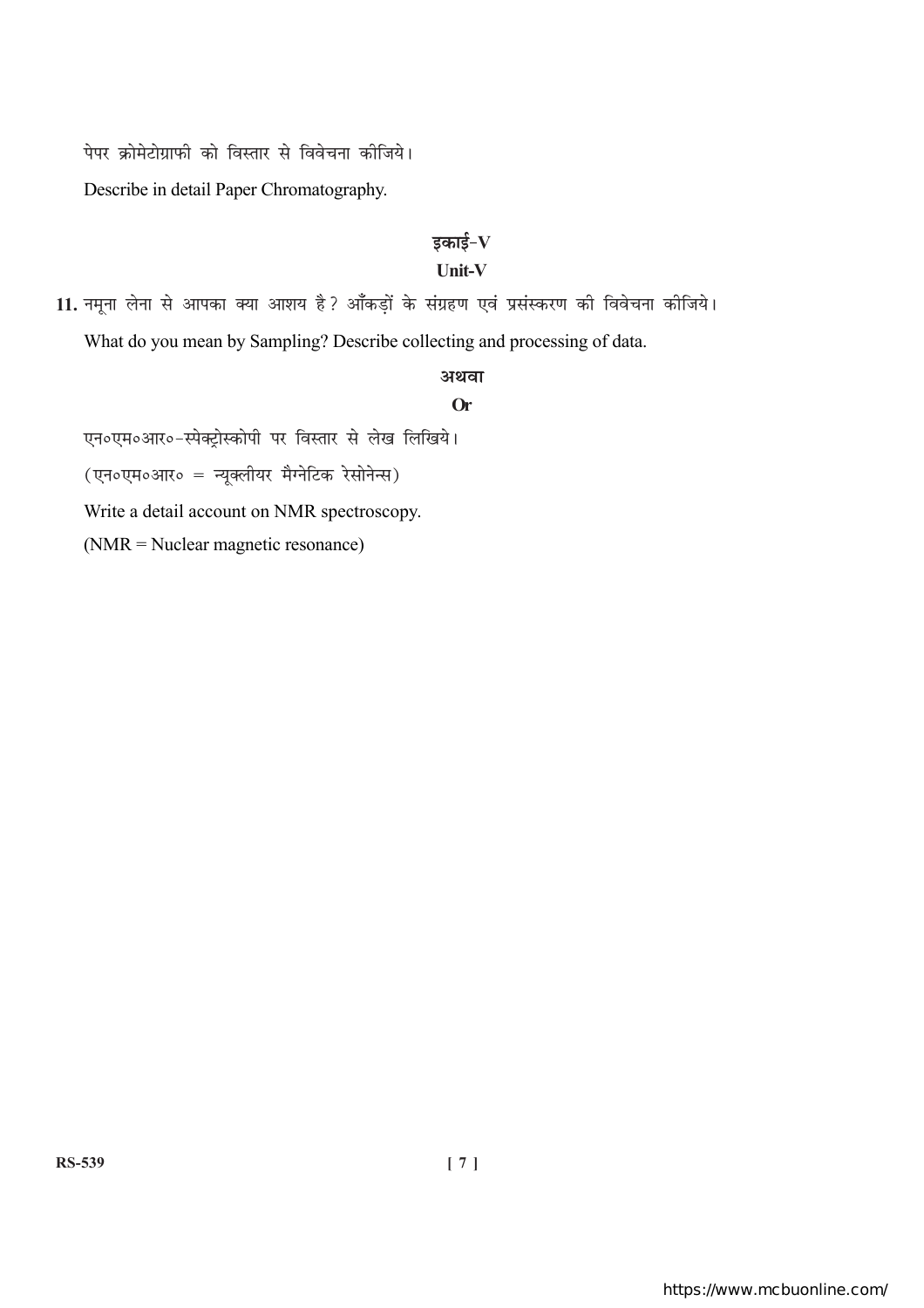पेपर क्रोमेटोग्राफी को विस्तार से विवेचना कीजिये।

Describe in detail Paper Chromatography.

## इकाई-V

## Unit-V

**11.** नमूना लेना से आपका क्या आशय है? आँकड़ों के संग्रहण एवं प्रसंस्करण की विवेचना कीजिये।

What do you mean by Sampling? Describe collecting and processing of data.

**अथवा**

**Or**

एन०एम०आर०-स्पेक्ट्रोस्कोपी पर विस्तार से लेख लिखिये।

(एन०एम०आर० = न्यूक्लीयर मैग्नेटिक रेसोनेन्स)

Write a detail account on NMR spectroscopy.

(NMR = Nuclear magnetic resonance)